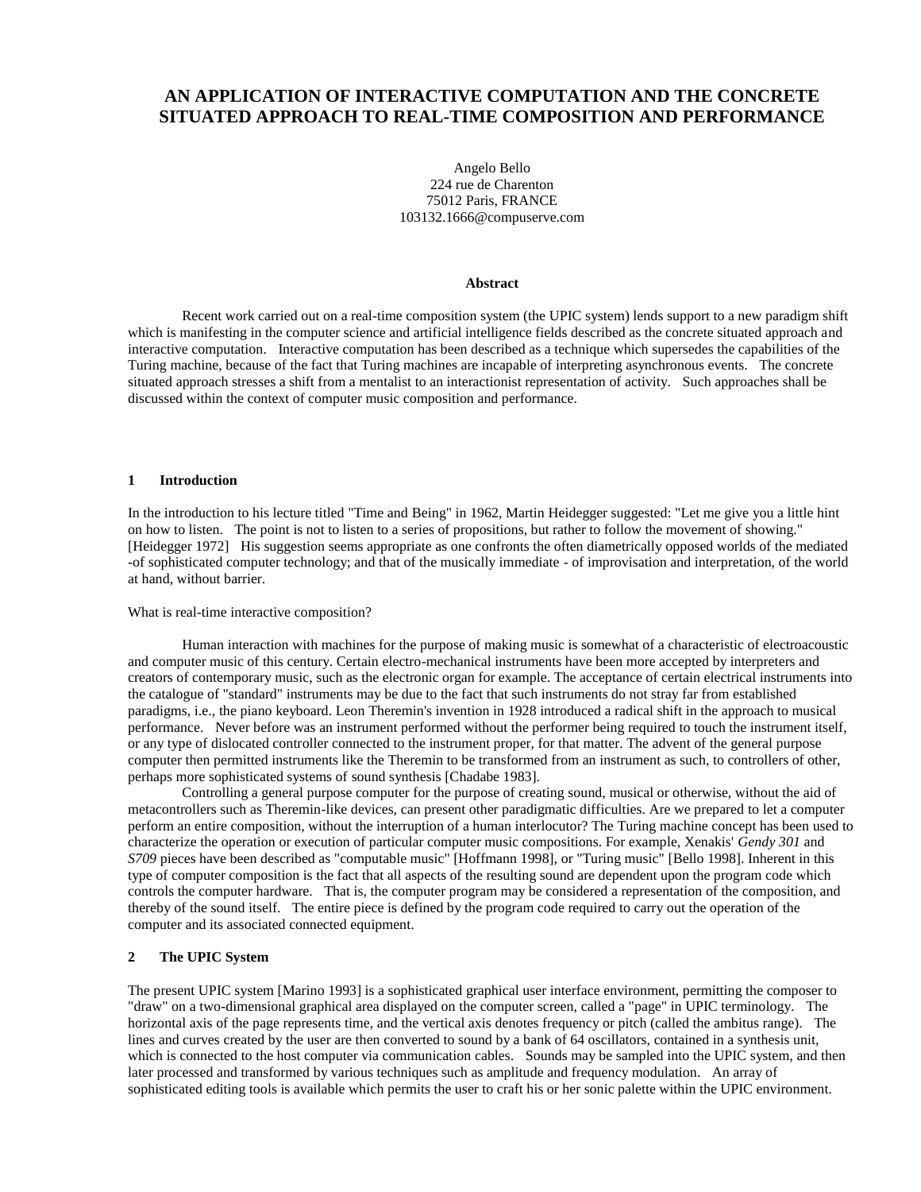# AN APPLICATION OF INTERACTIVE COMPUTATION AND THE CONCRETE SITUATED APPROACH TO REAL-TIME COMPOSITION AND PERFORMANCE

Angelo Bello
224 rue de Charenton
75012 Paris, FRANCE
103132.1666@compuserve.com

**Abstract**

Recent work carried out on a real-time composition system (the UPIC system) lends support to a new paradigm shift which is manifesting in the computer science and artificial intelligence fields described as the concrete situated approach and interactive computation. Interactive computation has been described as a technique which supersedes the capabilities of the Turing machine, because of the fact that Turing machines are incapable of interpreting asynchronous events. The concrete situated approach stresses a shift from a mentalist to an interactionist representation of activity. Such approaches shall be discussed within the context of computer music composition and performance.

## 1 Introduction

In the introduction to his lecture titled "Time and Being" in 1962, Martin Heidegger suggested: "Let me give you a little hint on how to listen. The point is not to listen to a series of propositions, but rather to follow the movement of showing." [Heidegger 1972] His suggestion seems appropriate as one confronts the often diametrically opposed worlds of the mediated -of sophisticated computer technology; and that of the musically immediate - of improvisation and interpretation, of the world at hand, without barrier.

What is real-time interactive composition?

Human interaction with machines for the purpose of making music is somewhat of a characteristic of electroacoustic and computer music of this century. Certain electro-mechanical instruments have been more accepted by interpreters and creators of contemporary music, such as the electronic organ for example. The acceptance of certain electrical instruments into the catalogue of "standard" instruments may be due to the fact that such instruments do not stray far from established paradigms, i.e., the piano keyboard. Leon Theremin's invention in 1928 introduced a radical shift in the approach to musical performance. Never before was an instrument performed without the performer being required to touch the instrument itself, or any type of dislocated controller connected to the instrument proper, for that matter. The advent of the general purpose computer then permitted instruments like the Theremin to be transformed from an instrument as such, to controllers of other, perhaps more sophisticated systems of sound synthesis [Chadabe 1983].

Controlling a general purpose computer for the purpose of creating sound, musical or otherwise, without the aid of metacontrollers such as Theremin-like devices, can present other paradigmatic difficulties. Are we prepared to let a computer perform an entire composition, without the interruption of a human interlocutor? The Turing machine concept has been used to characterize the operation or execution of particular computer music compositions. For example, Xenakis' *Gendy 301* and *S709* pieces have been described as "computable music" [Hoffmann 1998], or "Turing music" [Bello 1998]. Inherent in this type of computer composition is the fact that all aspects of the resulting sound are dependent upon the program code which controls the computer hardware. That is, the computer program may be considered a representation of the composition, and thereby of the sound itself. The entire piece is defined by the program code required to carry out the operation of the computer and its associated connected equipment.

## 2 The UPIC System

The present UPIC system [Marino 1993] is a sophisticated graphical user interface environment, permitting the composer to "draw" on a two-dimensional graphical area displayed on the computer screen, called a "page" in UPIC terminology. The horizontal axis of the page represents time, and the vertical axis denotes frequency or pitch (called the ambitus range). The lines and curves created by the user are then converted to sound by a bank of 64 oscillators, contained in a synthesis unit, which is connected to the host computer via communication cables. Sounds may be sampled into the UPIC system, and then later processed and transformed by various techniques such as amplitude and frequency modulation. An array of sophisticated editing tools is available which permits the user to craft his or her sonic palette within the UPIC environment.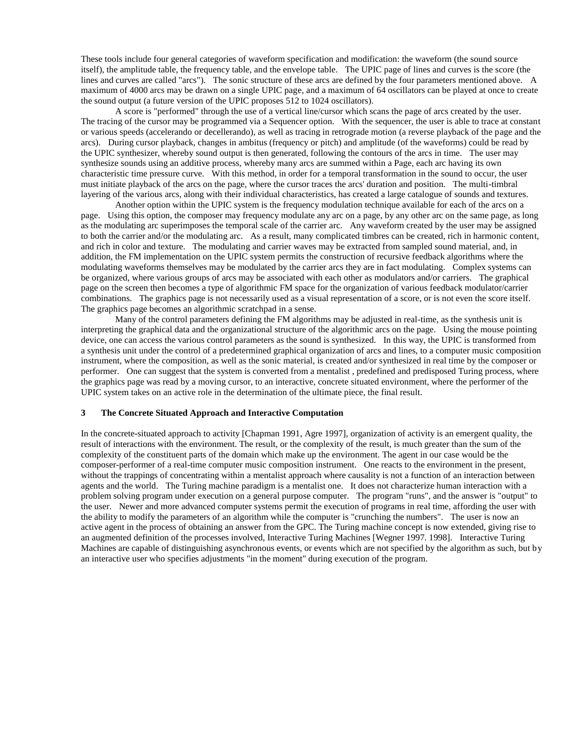These tools include four general categories of waveform specification and modification: the waveform (the sound source itself), the amplitude table, the frequency table, and the envelope table. The UPIC page of lines and curves is the score (the lines and curves are called "arcs"). The sonic structure of these arcs are defined by the four parameters mentioned above. A maximum of 4000 arcs may be drawn on a single UPIC page, and a maximum of 64 oscillators can be played at once to create the sound output (a future version of the UPIC proposes 512 to 1024 oscillators).

A score is "performed" through the use of a vertical line/cursor which scans the page of arcs created by the user. The tracing of the cursor may be programmed via a Sequencer option. With the sequencer, the user is able to trace at constant or various speeds (accelerando or decellerando), as well as tracing in retrograde motion (a reverse playback of the page and the arcs). During cursor playback, changes in ambitus (frequency or pitch) and amplitude (of the waveforms) could be read by the UPIC synthesizer, whereby sound output is then generated, following the contours of the arcs in time. The user may synthesize sounds using an additive process, whereby many arcs are summed within a Page, each arc having its own characteristic time pressure curve. With this method, in order for a temporal transformation in the sound to occur, the user must initiate playback of the arcs on the page, where the cursor traces the arcs' duration and position. The multi-timbral layering of the various arcs, along with their individual characteristics, has created a large catalogue of sounds and textures.

Another option within the UPIC system is the frequency modulation technique available for each of the arcs on a page. Using this option, the composer may frequency modulate any arc on a page, by any other arc on the same page, as long as the modulating arc superimposes the temporal scale of the carrier arc. Any waveform created by the user may be assigned to both the carrier and/or the modulating arc. As a result, many complicated timbres can be created, rich in harmonic content, and rich in color and texture. The modulating and carrier waves may be extracted from sampled sound material, and, in addition, the FM implementation on the UPIC system permits the construction of recursive feedback algorithms where the modulating waveforms themselves may be modulated by the carrier arcs they are in fact modulating. Complex systems can be organized, where various groups of arcs may be associated with each other as modulators and/or carriers. The graphical page on the screen then becomes a type of algorithmic FM space for the organization of various feedback modulator/carrier combinations. The graphics page is not necessarily used as a visual representation of a score, or is not even the score itself. The graphics page becomes an algorithmic scratchpad in a sense.

Many of the control parameters defining the FM algorithms may be adjusted in real-time, as the synthesis unit is interpreting the graphical data and the organizational structure of the algorithmic arcs on the page. Using the mouse pointing device, one can access the various control parameters as the sound is synthesized. In this way, the UPIC is transformed from a synthesis unit under the control of a predetermined graphical organization of arcs and lines, to a computer music composition instrument, where the composition, as well as the sonic material, is created and/or synthesized in real time by the composer or performer. One can suggest that the system is converted from a mentalist , predefined and predisposed Turing process, where the graphics page was read by a moving cursor, to an interactive, concrete situated environment, where the performer of the UPIC system takes on an active role in the determination of the ultimate piece, the final result.

## 3 The Concrete Situated Approach and Interactive Computation

In the concrete-situated approach to activity [Chapman 1991, Agre 1997], organization of activity is an emergent quality, the result of interactions with the environment. The result, or the complexity of the result, is much greater than the sum of the complexity of the constituent parts of the domain which make up the environment. The agent in our case would be the composer-performer of a real-time computer music composition instrument. One reacts to the environment in the present, without the trappings of concentrating within a mentalist approach where causality is not a function of an interaction between agents and the world. The Turing machine paradigm is a mentalist one. It does not characterize human interaction with a problem solving program under execution on a general purpose computer. The program "runs", and the answer is "output" to the user. Newer and more advanced computer systems permit the execution of programs in real time, affording the user with the ability to modify the parameters of an algorithm while the computer is "crunching the numbers". The user is now an active agent in the process of obtaining an answer from the GPC. The Turing machine concept is now extended, giving rise to an augmented definition of the processes involved, Interactive Turing Machines [Wegner 1997. 1998]. Interactive Turing Machines are capable of distinguishing asynchronous events, or events which are not specified by the algorithm as such, but by an interactive user who specifies adjustments "in the moment" during execution of the program.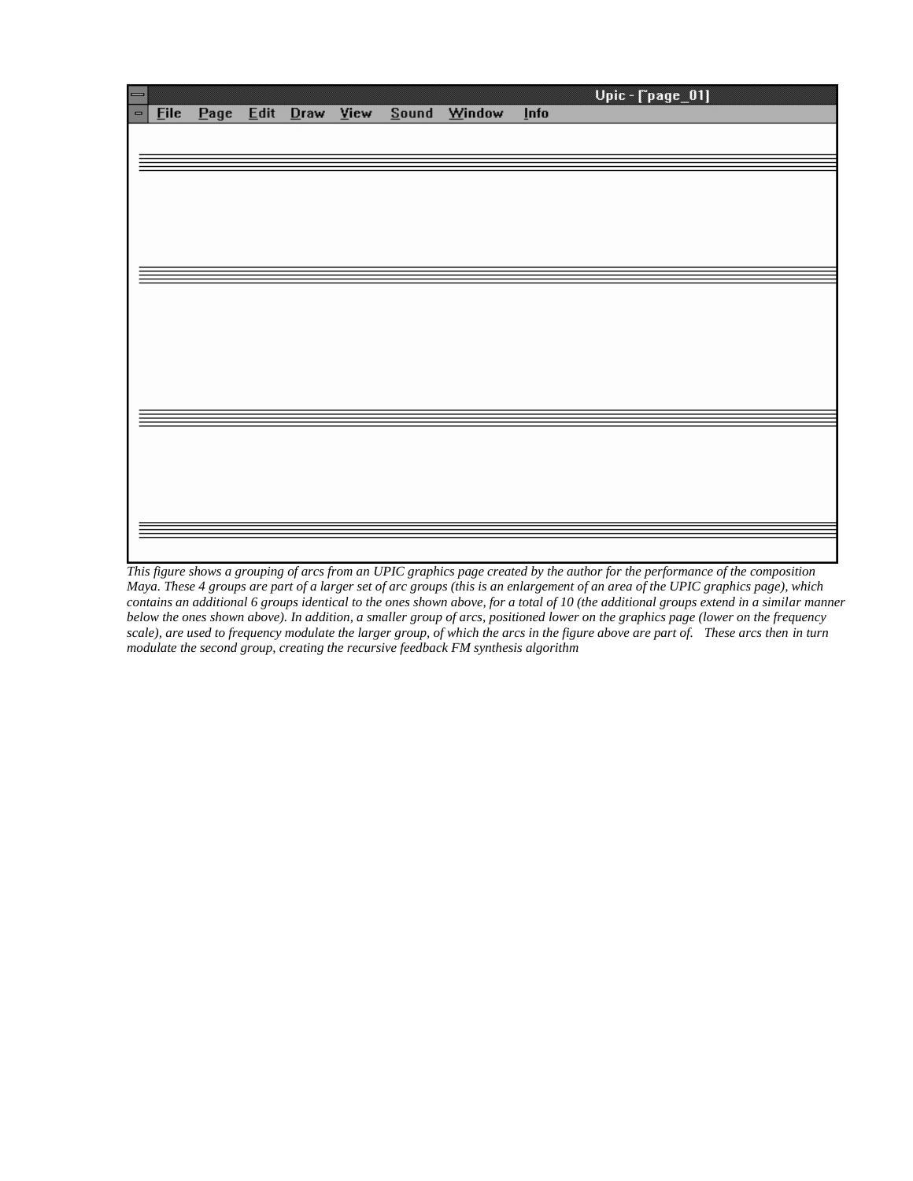*This figure shows a grouping of arcs from an UPIC graphics page created by the author for the performance of the composition Maya. These 4 groups are part of a larger set of arc groups (this is an enlargement of an area of the UPIC graphics page), which contains an additional 6 groups identical to the ones shown above, for a total of 10 (the additional groups extend in a similar manner below the ones shown above). In addition, a smaller group of arcs, positioned lower on the graphics page (lower on the frequency scale), are used to frequency modulate the larger group, of which the arcs in the figure above are part of. These arcs then in turn modulate the second group, creating the recursive feedback FM synthesis algorithm*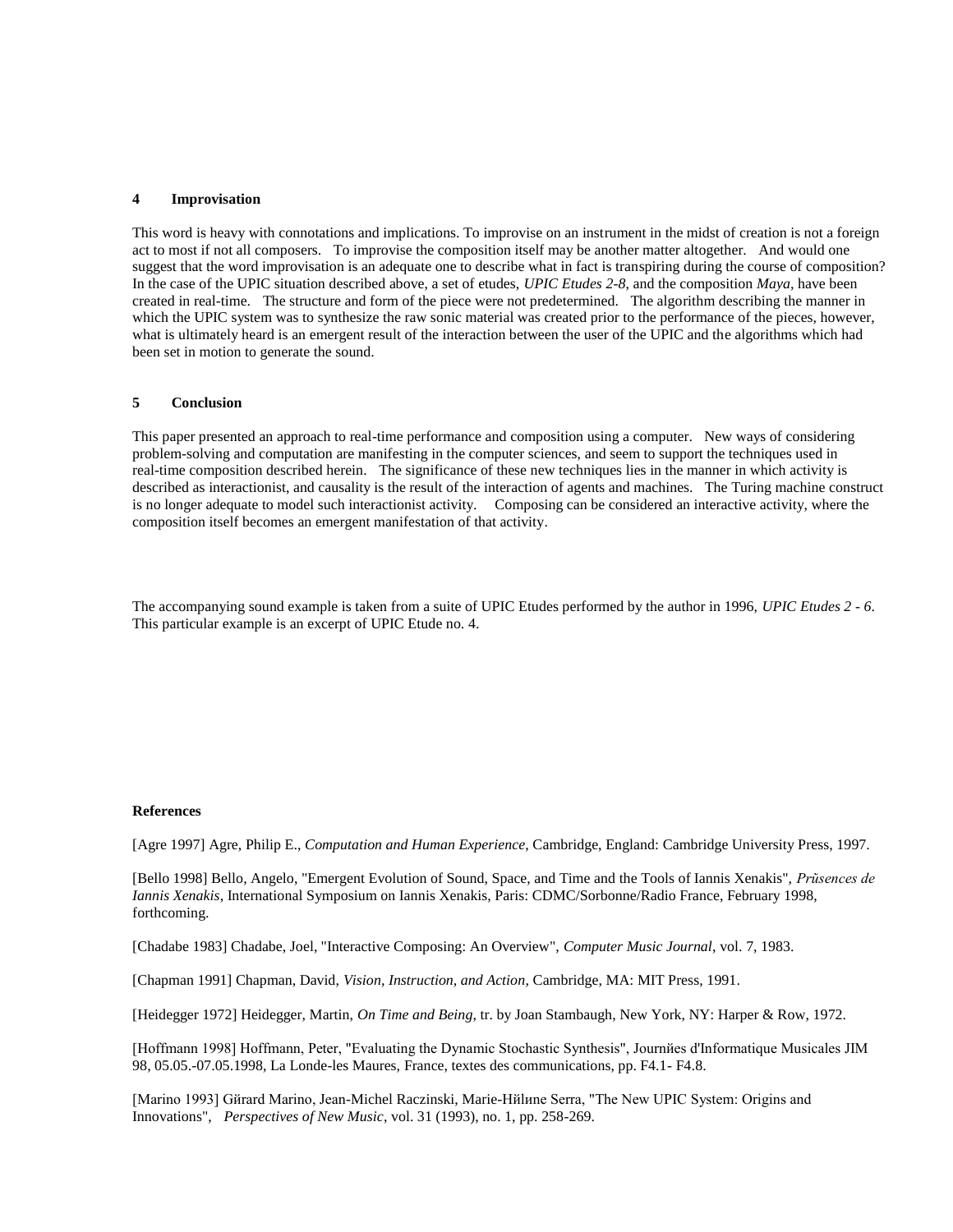## 4 Improvisation

This word is heavy with connotations and implications. To improvise on an instrument in the midst of creation is not a foreign act to most if not all composers. To improvise the composition itself may be another matter altogether. And would one suggest that the word improvisation is an adequate one to describe what in fact is transpiring during the course of composition? In the case of the UPIC situation described above, a set of etudes, *UPIC Etudes 2-8*, and the composition *Maya*, have been created in real-time. The structure and form of the piece were not predetermined. The algorithm describing the manner in which the UPIC system was to synthesize the raw sonic material was created prior to the performance of the pieces, however, what is ultimately heard is an emergent result of the interaction between the user of the UPIC and the algorithms which had been set in motion to generate the sound.

## 5 Conclusion

This paper presented an approach to real-time performance and composition using a computer. New ways of considering problem-solving and computation are manifesting in the computer sciences, and seem to support the techniques used in real-time composition described herein. The significance of these new techniques lies in the manner in which activity is described as interactionist, and causality is the result of the interaction of agents and machines. The Turing machine construct is no longer adequate to model such interactionist activity. Composing can be considered an interactive activity, where the composition itself becomes an emergent manifestation of that activity.

The accompanying sound example is taken from a suite of UPIC Etudes performed by the author in 1996, *UPIC Etudes 2 - 6*. This particular example is an excerpt of UPIC Etude no. 4.

### References

[Agre 1997] Agre, Philip E., *Computation and Human Experience*, Cambridge, England: Cambridge University Press, 1997.

[Bello 1998] Bello, Angelo, "Emergent Evolution of Sound, Space, and Time and the Tools of Iannis Xenakis", *Prйsences de Iannis Xenakis*, International Symposium on Iannis Xenakis, Paris: CDMC/Sorbonne/Radio France, February 1998, forthcoming.

[Chadabe 1983] Chadabe, Joel, "Interactive Composing: An Overview", *Computer Music Journal*, vol. 7, 1983.

[Chapman 1991] Chapman, David, *Vision, Instruction, and Action*, Cambridge, MA: MIT Press, 1991.

[Heidegger 1972] Heidegger, Martin, *On Time and Being*, tr. by Joan Stambaugh, New York, NY: Harper & Row, 1972.

[Hoffmann 1998] Hoffmann, Peter, "Evaluating the Dynamic Stochastic Synthesis", Journйes d'Informatique Musicales JIM 98, 05.05.-07.05.1998, La Londe-les Maures, France, textes des communications, pp. F4.1- F4.8.

[Marino 1993] Gйrard Marino, Jean-Michel Raczinski, Marie-Hйlиne Serra, "The New UPIC System: Origins and Innovations", *Perspectives of New Music*, vol. 31 (1993), no. 1, pp. 258-269.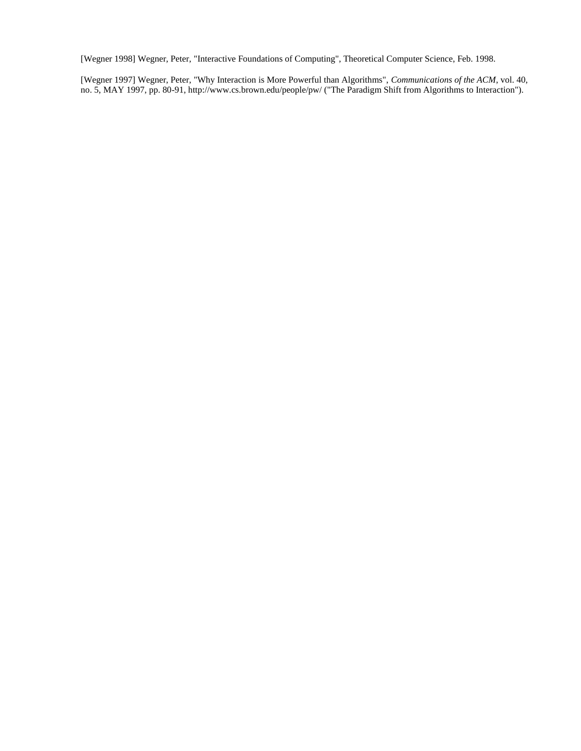[Wegner 1998] Wegner, Peter, "Interactive Foundations of Computing", Theoretical Computer Science, Feb. 1998.

[Wegner 1997] Wegner, Peter, "Why Interaction is More Powerful than Algorithms", *Communications of the ACM*, vol. 40, no. 5, MAY 1997, pp. 80-91, http://www.cs.brown.edu/people/pw/ ("The Paradigm Shift from Algorithms to Interaction").